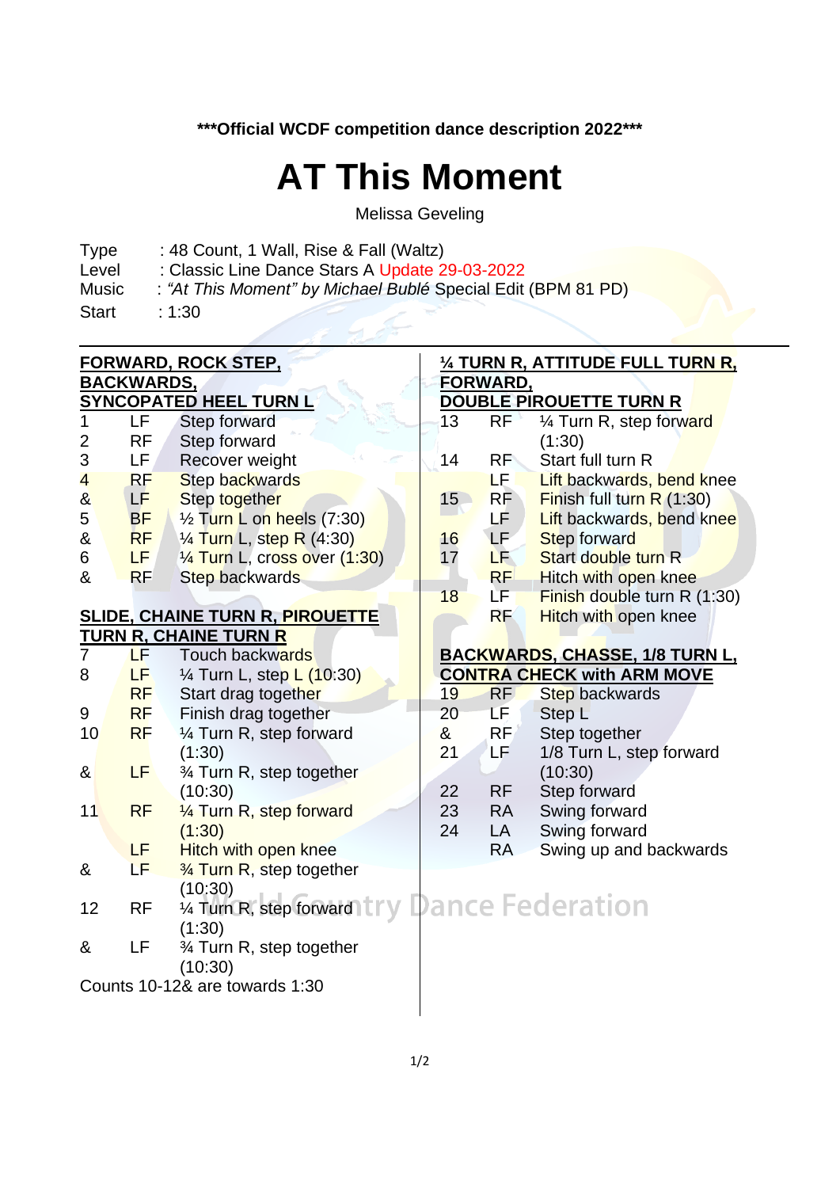**\*\*\*Official WCDF competition dance description 2022\*\*\***

# AT This Moment

Melissa Geveling

Type : 48 Count, 1 Wall, Rise & Fall (Waltz)
Level : Classic Line Dance Stars A Update 29-03-2022
Music : *"At This Moment" by Michael Bublé* Special Edit (BPM 81 PD)
Start : 1:30

**FORWARD, ROCK STEP, BACKWARDS, SYNCOPATED HEEL TURN L**

| | | |
|---|---|---|
| 1 | LF | Step forward |
| 2 | RF | Step forward |
| 3 | LF | Recover weight |
| 4 | RF | Step backwards |
| & | LF | Step together |
| 5 | BF | ½ Turn L on heels (7:30) |
| & | RF | ¼ Turn L, step R (4:30) |
| 6 | LF | ¼ Turn L, cross over (1:30) |
| & | RF | Step backwards |

**SLIDE, CHAINE TURN R, PIROUETTE TURN R, CHAINE TURN R**

| | | |
|---|---|---|
| 7 | LF | Touch backwards |
| 8 | LF | ¼ Turn L, step L (10:30) |
| | RF | Start drag together |
| 9 | RF | Finish drag together |
| 10 | RF | ¼ Turn R, step forward (1:30) |
| & | LF | ¾ Turn R, step together (10:30) |
| 11 | RF | ¼ Turn R, step forward (1:30) |
| | LF | Hitch with open knee |
| & | LF | ¾ Turn R, step together (10:30) |
| 12 | RF | ¼ Turn R, step forward (1:30) |
| & | LF | ¾ Turn R, step together (10:30) |

Counts 10-12& are towards 1:30

**¼ TURN R, ATTITUDE FULL TURN R, FORWARD, DOUBLE PIROUETTE TURN R**

| | | |
|---|---|---|
| 13 | RF | ¼ Turn R, step forward (1:30) |
| 14 | RF | Start full turn R |
| | LF | Lift backwards, bend knee |
| 15 | RF | Finish full turn R (1:30) |
| | LF | Lift backwards, bend knee |
| 16 | LF | Step forward |
| 17 | LF | Start double turn R |
| | RF | Hitch with open knee |
| 18 | LF | Finish double turn R (1:30) |
| | RF | Hitch with open knee |

**BACKWARDS, CHASSE, 1/8 TURN L, CONTRA CHECK with ARM MOVE**

| | | |
|---|---|---|
| 19 | RF | Step backwards |
| 20 | LF | Step L |
| & | RF | Step together |
| 21 | LF | 1/8 Turn L, step forward (10:30) |
| 22 | RF | Step forward |
| 23 | RA | Swing forward |
| 24 | LA | Swing forward |
| | RA | Swing up and backwards |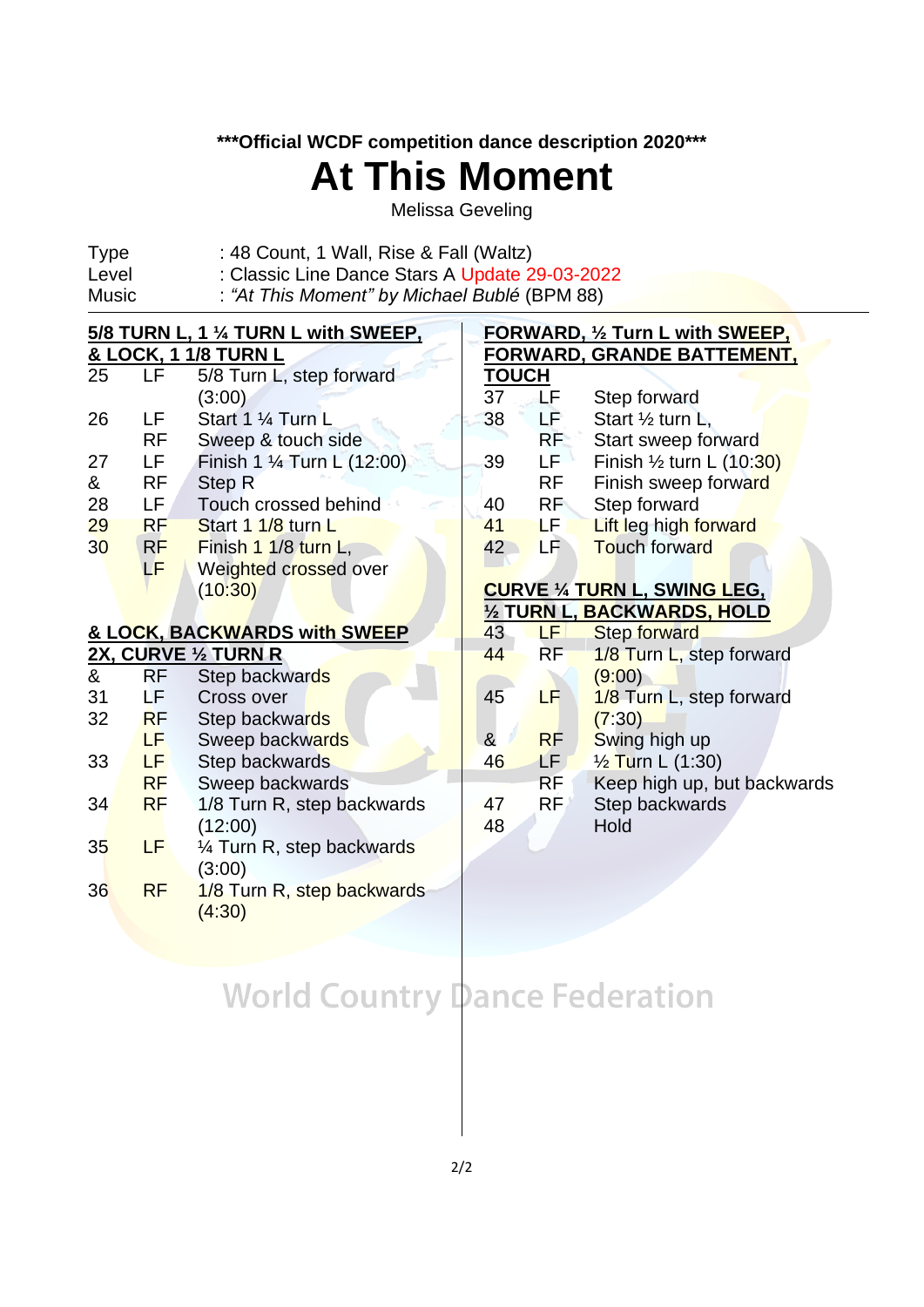***Official WCDF competition dance description 2020***

# At This Moment

Melissa Geveling

| | |
|---|---|
| Type | : 48 Count, 1 Wall, Rise & Fall (Waltz) |
| Level | : Classic Line Dance Stars A Update 29-03-2022 |
| Music | : *"At This Moment" by Michael Bublé* (BPM 88) |

**5/8 TURN L, 1 ¼ TURN L with SWEEP, & LOCK, 1 1/8 TURN L**

| | | |
|---|---|---|
| 25 | LF | 5/8 Turn L, step forward (3:00) |
| 26 | LF | Start 1 ¼ Turn L |
| | RF | Sweep & touch side |
| 27 | LF | Finish 1 ¼ Turn L (12:00) |
| & | RF | Step R |
| 28 | LF | Touch crossed behind |
| 29 | RF | Start 1 1/8 turn L |
| 30 | RF | Finish 1 1/8 turn L, |
| | LF | Weighted crossed over (10:30) |

**& LOCK, BACKWARDS with SWEEP 2X, CURVE ½ TURN R**

| | | |
|---|---|---|
| & | RF | Step backwards |
| 31 | LF | Cross over |
| 32 | RF | Step backwards |
| | LF | Sweep backwards |
| 33 | LF | Step backwards |
| | RF | Sweep backwards |
| 34 | RF | 1/8 Turn R, step backwards (12:00) |
| 35 | LF | ¼ Turn R, step backwards (3:00) |
| 36 | RF | 1/8 Turn R, step backwards (4:30) |

**FORWARD, ½ Turn L with SWEEP, FORWARD, GRANDE BATTEMENT, TOUCH**

| | | |
|---|---|---|
| 37 | LF | Step forward |
| 38 | LF | Start ½ turn L, |
| | RF | Start sweep forward |
| 39 | LF | Finish ½ turn L (10:30) |
| | RF | Finish sweep forward |
| 40 | RF | Step forward |
| 41 | LF | Lift leg high forward |
| 42 | LF | Touch forward |

**CURVE ¼ TURN L, SWING LEG, ½ TURN L, BACKWARDS, HOLD**

| | | |
|---|---|---|
| 43 | LF | Step forward |
| 44 | RF | 1/8 Turn L, step forward (9:00) |
| 45 | LF | 1/8 Turn L, step forward (7:30) |
| & | RF | Swing high up |
| 46 | LF | ½ Turn L (1:30) |
| | RF | Keep high up, but backwards |
| 47 | RF | Step backwards |
| 48 | | Hold |

World Country Dance Federation